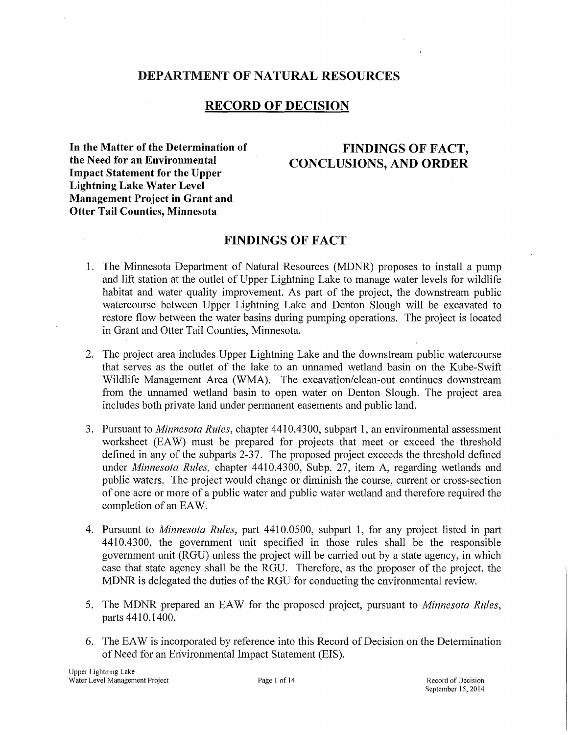# DEPARTMENT OF NATURAL RESOURCES

## RECORD OF DECISION

**In the Matter of the Determination of the Need for an Environmental Impact Statement for the Upper Lightning Lake Water Level Management Project in Grant and Otter Tail Counties, Minnesota**

**FINDINGS OF FACT, CONCLUSIONS, AND ORDER**

## FINDINGS OF FACT

1. The Minnesota Department of Natural Resources (MDNR) proposes to install a pump and lift station at the outlet of Upper Lightning Lake to manage water levels for wildlife habitat and water quality improvement. As part of the project, the downstream public watercourse between Upper Lightning Lake and Denton Slough will be excavated to restore flow between the water basins during pumping operations. The project is located in Grant and Otter Tail Counties, Minnesota.

2. The project area includes Upper Lightning Lake and the downstream public watercourse that serves as the outlet of the lake to an unnamed wetland basin on the Kube-Swift Wildlife Management Area (WMA). The excavation/clean-out continues downstream from the unnamed wetland basin to open water on Denton Slough. The project area includes both private land under permanent easements and public land.

3. Pursuant to *Minnesota Rules*, chapter 4410.4300, subpart 1, an environmental assessment worksheet (EAW) must be prepared for projects that meet or exceed the threshold defined in any of the subparts 2-37. The proposed project exceeds the threshold defined under *Minnesota Rules,* chapter 4410.4300, Subp. 27, item A, regarding wetlands and public waters. The project would change or diminish the course, current or cross-section of one acre or more of a public water and public water wetland and therefore required the completion of an EAW.

4. Pursuant to *Minnesota Rules*, part 4410.0500, subpart 1, for any project listed in part 4410.4300, the government unit specified in those rules shall be the responsible government unit (RGU) unless the project will be carried out by a state agency, in which case that state agency shall be the RGU. Therefore, as the proposer of the project, the MDNR is delegated the duties of the RGU for conducting the environmental review.

5. The MDNR prepared an EAW for the proposed project, pursuant to *Minnesota Rules*, parts 4410.1400.

6. The EAW is incorporated by reference into this Record of Decision on the Determination of Need for an Environmental Impact Statement (EIS).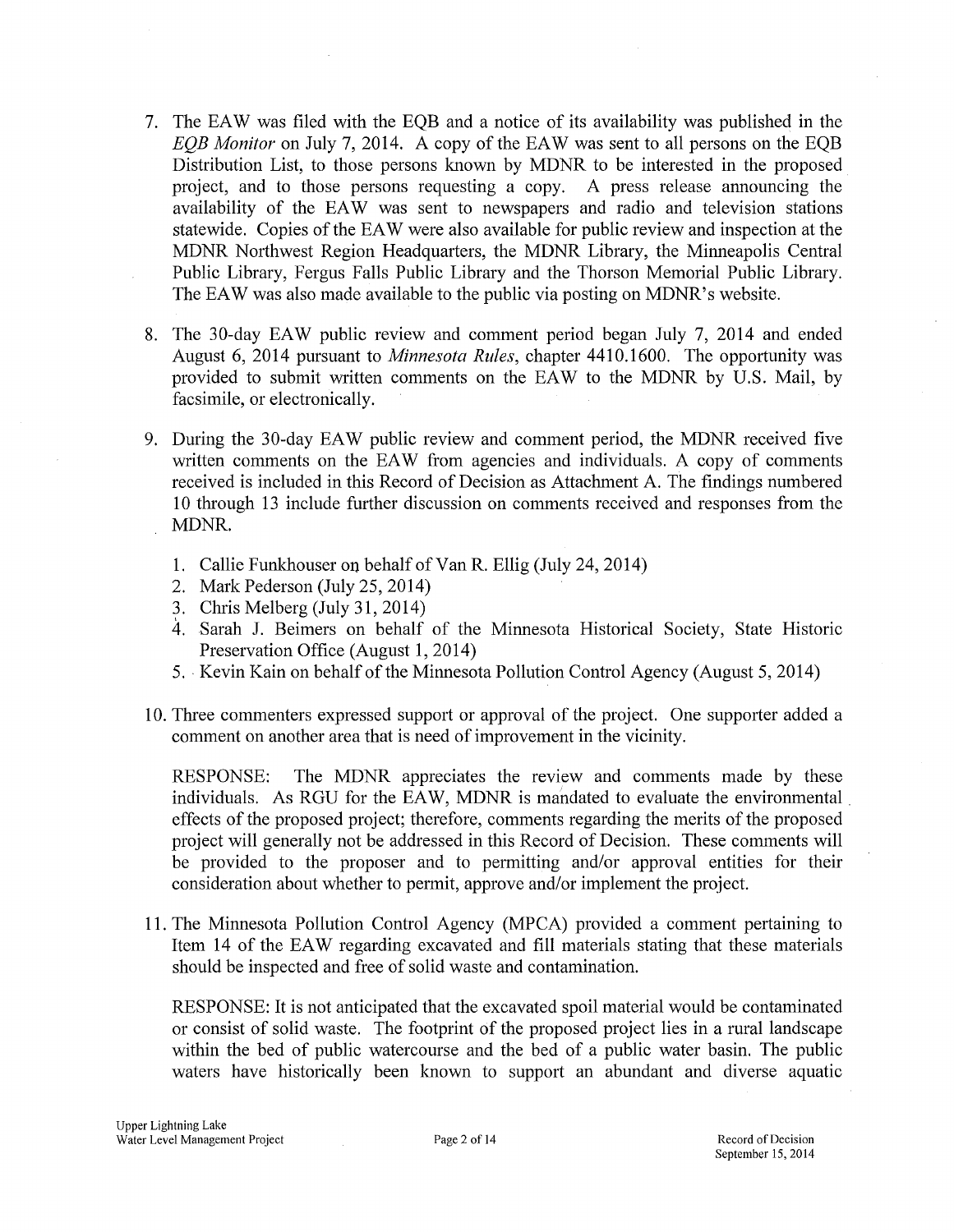7. The EAW was filed with the EQB and a notice of its availability was published in the *EQB Monitor* on July 7, 2014. A copy of the EAW was sent to all persons on the EQB Distribution List, to those persons known by MDNR to be interested in the proposed project, and to those persons requesting a copy. A press release announcing the availability of the EAW was sent to newspapers and radio and television stations statewide. Copies of the EAW were also available for public review and inspection at the MDNR Northwest Region Headquarters, the MDNR Library, the Minneapolis Central Public Library, Fergus Falls Public Library and the Thorson Memorial Public Library. The EAW was also made available to the public via posting on MDNR's website.

8. The 30-day EAW public review and comment period began July 7, 2014 and ended August 6, 2014 pursuant to *Minnesota Rules*, chapter 4410.1600. The opportunity was provided to submit written comments on the EAW to the MDNR by U.S. Mail, by facsimile, or electronically.

9. During the 30-day EAW public review and comment period, the MDNR received five written comments on the EAW from agencies and individuals. A copy of comments received is included in this Record of Decision as Attachment A. The findings numbered 10 through 13 include further discussion on comments received and responses from the MDNR.

    1. Callie Funkhouser on behalf of Van R. Ellig (July 24, 2014)
    2. Mark Pederson (July 25, 2014)
    3. Chris Melberg (July 31, 2014)
    4. Sarah J. Beimers on behalf of the Minnesota Historical Society, State Historic Preservation Office (August 1, 2014)
    5. Kevin Kain on behalf of the Minnesota Pollution Control Agency (August 5, 2014)

10. Three commenters expressed support or approval of the project. One supporter added a comment on another area that is need of improvement in the vicinity.

    RESPONSE: The MDNR appreciates the review and comments made by these individuals. As RGU for the EAW, MDNR is mandated to evaluate the environmental effects of the proposed project; therefore, comments regarding the merits of the proposed project will generally not be addressed in this Record of Decision. These comments will be provided to the proposer and to permitting and/or approval entities for their consideration about whether to permit, approve and/or implement the project.

11. The Minnesota Pollution Control Agency (MPCA) provided a comment pertaining to Item 14 of the EAW regarding excavated and fill materials stating that these materials should be inspected and free of solid waste and contamination.

    RESPONSE: It is not anticipated that the excavated spoil material would be contaminated or consist of solid waste. The footprint of the proposed project lies in a rural landscape within the bed of public watercourse and the bed of a public water basin. The public waters have historically been known to support an abundant and diverse aquatic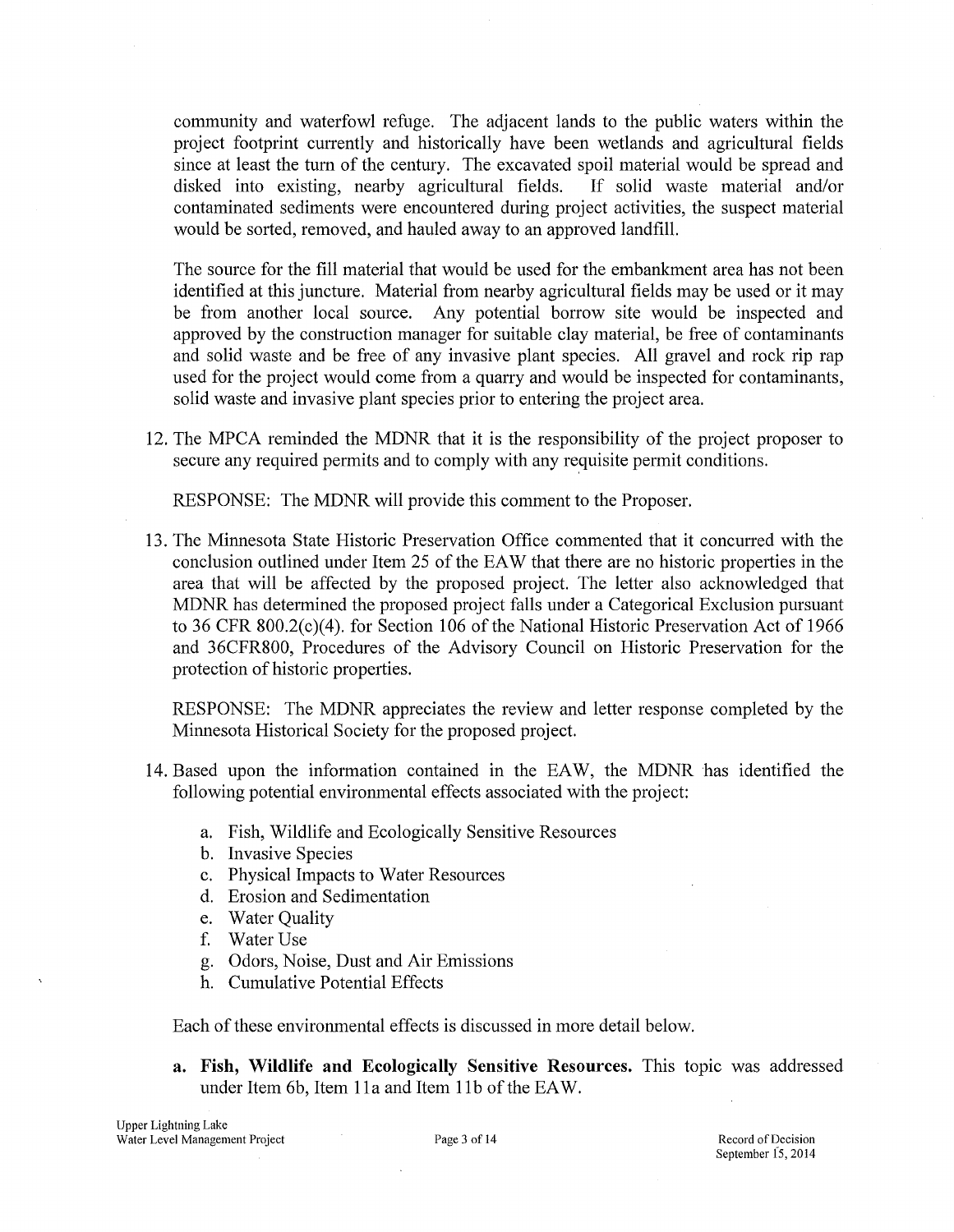community and waterfowl refuge. The adjacent lands to the public waters within the project footprint currently and historically have been wetlands and agricultural fields since at least the turn of the century. The excavated spoil material would be spread and disked into existing, nearby agricultural fields. If solid waste material and/or contaminated sediments were encountered during project activities, the suspect material would be sorted, removed, and hauled away to an approved landfill.

The source for the fill material that would be used for the embankment area has not been identified at this juncture. Material from nearby agricultural fields may be used or it may be from another local source. Any potential borrow site would be inspected and approved by the construction manager for suitable clay material, be free of contaminants and solid waste and be free of any invasive plant species. All gravel and rock rip rap used for the project would come from a quarry and would be inspected for contaminants, solid waste and invasive plant species prior to entering the project area.

12. The MPCA reminded the MDNR that it is the responsibility of the project proposer to secure any required permits and to comply with any requisite permit conditions.

    RESPONSE: The MDNR will provide this comment to the Proposer.

13. The Minnesota State Historic Preservation Office commented that it concurred with the conclusion outlined under Item 25 of the EAW that there are no historic properties in the area that will be affected by the proposed project. The letter also acknowledged that MDNR has determined the proposed project falls under a Categorical Exclusion pursuant to 36 CFR 800.2(c)(4). for Section 106 of the National Historic Preservation Act of 1966 and 36CFR800, Procedures of the Advisory Council on Historic Preservation for the protection of historic properties.

    RESPONSE: The MDNR appreciates the review and letter response completed by the Minnesota Historical Society for the proposed project.

14. Based upon the information contained in the EAW, the MDNR has identified the following potential environmental effects associated with the project:

    a. Fish, Wildlife and Ecologically Sensitive Resources
    b. Invasive Species
    c. Physical Impacts to Water Resources
    d. Erosion and Sedimentation
    e. Water Quality
    f. Water Use
    g. Odors, Noise, Dust and Air Emissions
    h. Cumulative Potential Effects

    Each of these environmental effects is discussed in more detail below.

    **a. Fish, Wildlife and Ecologically Sensitive Resources.** This topic was addressed under Item 6b, Item 11a and Item 11b of the EAW.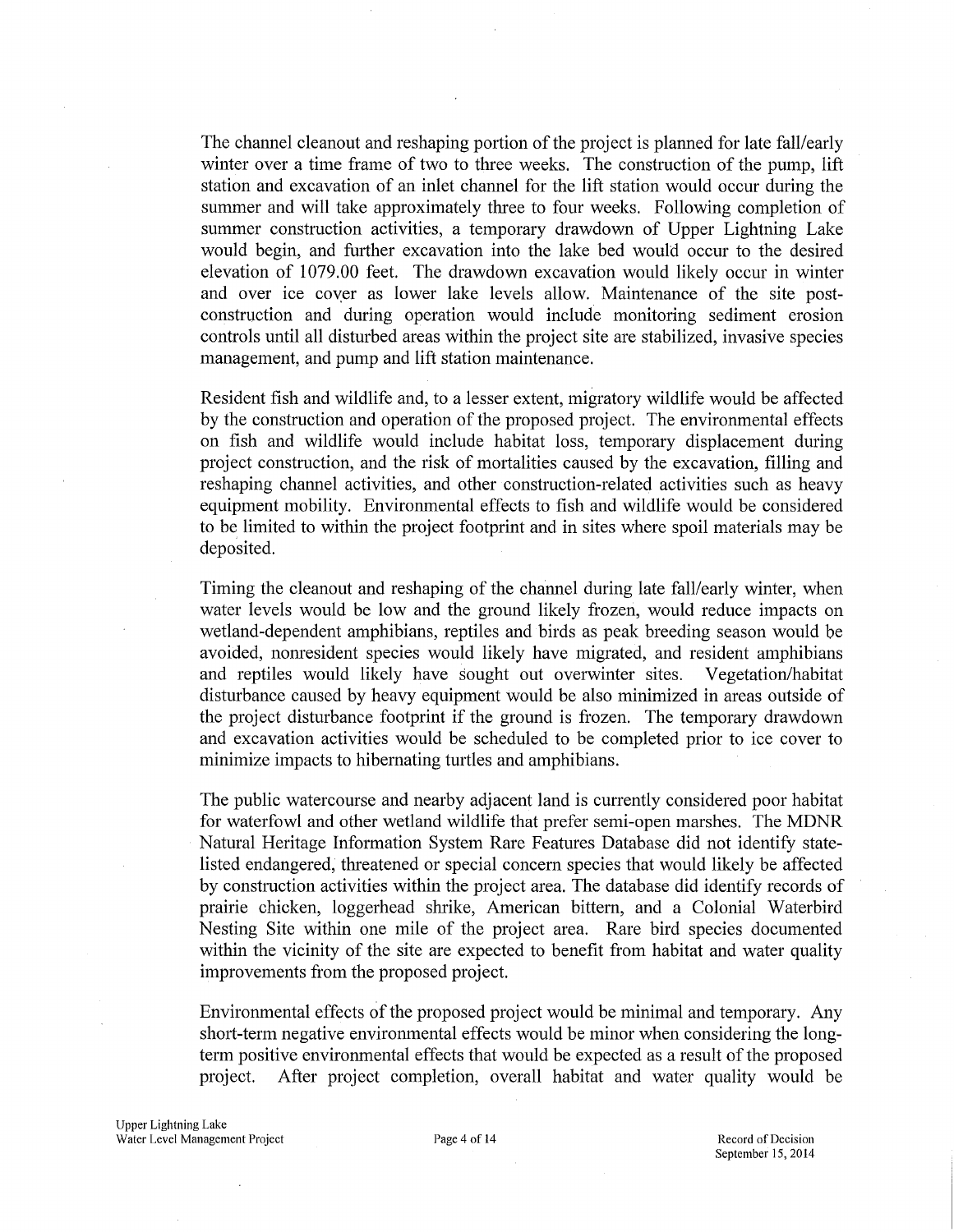The channel cleanout and reshaping portion of the project is planned for late fall/early winter over a time frame of two to three weeks. The construction of the pump, lift station and excavation of an inlet channel for the lift station would occur during the summer and will take approximately three to four weeks. Following completion of summer construction activities, a temporary drawdown of Upper Lightning Lake would begin, and further excavation into the lake bed would occur to the desired elevation of 1079.00 feet. The drawdown excavation would likely occur in winter and over ice cover as lower lake levels allow. Maintenance of the site post-construction and during operation would include monitoring sediment erosion controls until all disturbed areas within the project site are stabilized, invasive species management, and pump and lift station maintenance.

Resident fish and wildlife and, to a lesser extent, migratory wildlife would be affected by the construction and operation of the proposed project. The environmental effects on fish and wildlife would include habitat loss, temporary displacement during project construction, and the risk of mortalities caused by the excavation, filling and reshaping channel activities, and other construction-related activities such as heavy equipment mobility. Environmental effects to fish and wildlife would be considered to be limited to within the project footprint and in sites where spoil materials may be deposited.

Timing the cleanout and reshaping of the channel during late fall/early winter, when water levels would be low and the ground likely frozen, would reduce impacts on wetland-dependent amphibians, reptiles and birds as peak breeding season would be avoided, nonresident species would likely have migrated, and resident amphibians and reptiles would likely have sought out overwinter sites. Vegetation/habitat disturbance caused by heavy equipment would be also minimized in areas outside of the project disturbance footprint if the ground is frozen. The temporary drawdown and excavation activities would be scheduled to be completed prior to ice cover to minimize impacts to hibernating turtles and amphibians.

The public watercourse and nearby adjacent land is currently considered poor habitat for waterfowl and other wetland wildlife that prefer semi-open marshes. The MDNR Natural Heritage Information System Rare Features Database did not identify state-listed endangered, threatened or special concern species that would likely be affected by construction activities within the project area. The database did identify records of prairie chicken, loggerhead shrike, American bittern, and a Colonial Waterbird Nesting Site within one mile of the project area. Rare bird species documented within the vicinity of the site are expected to benefit from habitat and water quality improvements from the proposed project.

Environmental effects of the proposed project would be minimal and temporary. Any short-term negative environmental effects would be minor when considering the long-term positive environmental effects that would be expected as a result of the proposed project. After project completion, overall habitat and water quality would be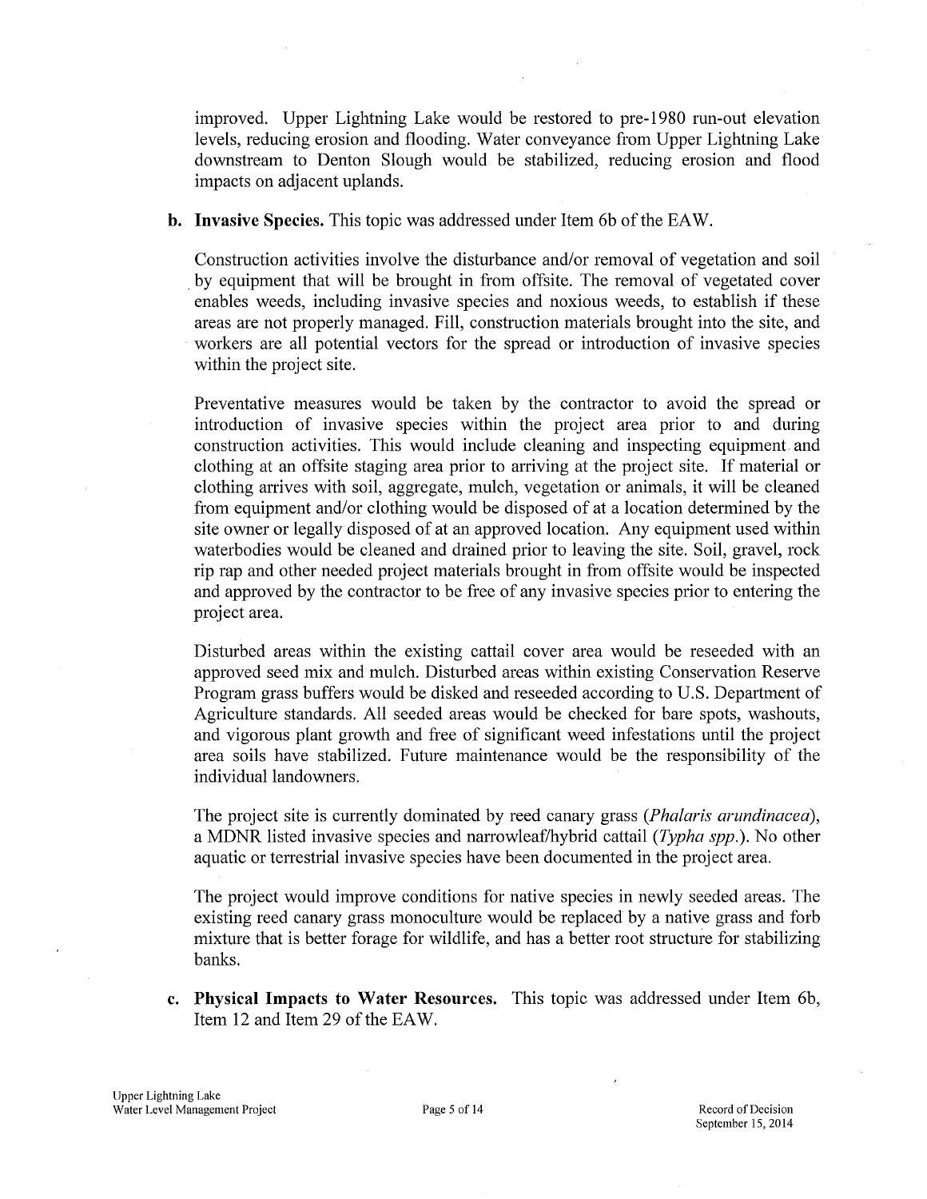improved. Upper Lightning Lake would be restored to pre-1980 run-out elevation levels, reducing erosion and flooding. Water conveyance from Upper Lightning Lake downstream to Denton Slough would be stabilized, reducing erosion and flood impacts on adjacent uplands.

**b. Invasive Species.** This topic was addressed under Item 6b of the EAW.

Construction activities involve the disturbance and/or removal of vegetation and soil by equipment that will be brought in from offsite. The removal of vegetated cover enables weeds, including invasive species and noxious weeds, to establish if these areas are not properly managed. Fill, construction materials brought into the site, and workers are all potential vectors for the spread or introduction of invasive species within the project site.

Preventative measures would be taken by the contractor to avoid the spread or introduction of invasive species within the project area prior to and during construction activities. This would include cleaning and inspecting equipment and clothing at an offsite staging area prior to arriving at the project site. If material or clothing arrives with soil, aggregate, mulch, vegetation or animals, it will be cleaned from equipment and/or clothing would be disposed of at a location determined by the site owner or legally disposed of at an approved location. Any equipment used within waterbodies would be cleaned and drained prior to leaving the site. Soil, gravel, rock rip rap and other needed project materials brought in from offsite would be inspected and approved by the contractor to be free of any invasive species prior to entering the project area.

Disturbed areas within the existing cattail cover area would be reseeded with an approved seed mix and mulch. Disturbed areas within existing Conservation Reserve Program grass buffers would be disked and reseeded according to U.S. Department of Agriculture standards. All seeded areas would be checked for bare spots, washouts, and vigorous plant growth and free of significant weed infestations until the project area soils have stabilized. Future maintenance would be the responsibility of the individual landowners.

The project site is currently dominated by reed canary grass (*Phalaris arundinacea*), a MDNR listed invasive species and narrowleaf/hybrid cattail (*Typha spp.*). No other aquatic or terrestrial invasive species have been documented in the project area.

The project would improve conditions for native species in newly seeded areas. The existing reed canary grass monoculture would be replaced by a native grass and forb mixture that is better forage for wildlife, and has a better root structure for stabilizing banks.

**c. Physical Impacts to Water Resources.** This topic was addressed under Item 6b, Item 12 and Item 29 of the EAW.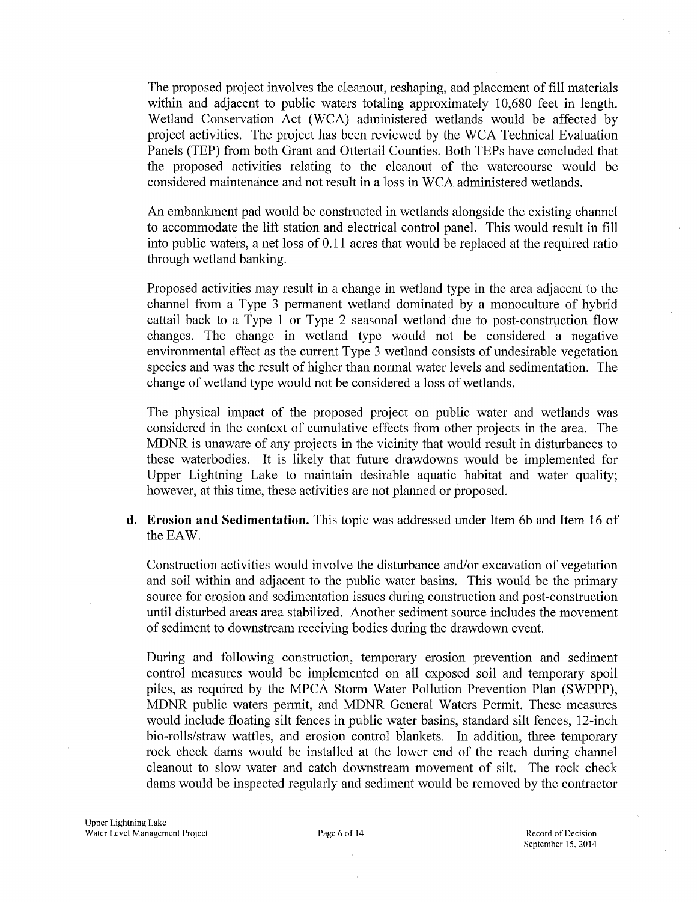The proposed project involves the cleanout, reshaping, and placement of fill materials within and adjacent to public waters totaling approximately 10,680 feet in length. Wetland Conservation Act (WCA) administered wetlands would be affected by project activities. The project has been reviewed by the WCA Technical Evaluation Panels (TEP) from both Grant and Ottertail Counties. Both TEPs have concluded that the proposed activities relating to the cleanout of the watercourse would be considered maintenance and not result in a loss in WCA administered wetlands.

An embankment pad would be constructed in wetlands alongside the existing channel to accommodate the lift station and electrical control panel. This would result in fill into public waters, a net loss of 0.11 acres that would be replaced at the required ratio through wetland banking.

Proposed activities may result in a change in wetland type in the area adjacent to the channel from a Type 3 permanent wetland dominated by a monoculture of hybrid cattail back to a Type 1 or Type 2 seasonal wetland due to post-construction flow changes. The change in wetland type would not be considered a negative environmental effect as the current Type 3 wetland consists of undesirable vegetation species and was the result of higher than normal water levels and sedimentation. The change of wetland type would not be considered a loss of wetlands.

The physical impact of the proposed project on public water and wetlands was considered in the context of cumulative effects from other projects in the area. The MDNR is unaware of any projects in the vicinity that would result in disturbances to these waterbodies. It is likely that future drawdowns would be implemented for Upper Lightning Lake to maintain desirable aquatic habitat and water quality; however, at this time, these activities are not planned or proposed.

**d. Erosion and Sedimentation.** This topic was addressed under Item 6b and Item 16 of the EAW.

Construction activities would involve the disturbance and/or excavation of vegetation and soil within and adjacent to the public water basins. This would be the primary source for erosion and sedimentation issues during construction and post-construction until disturbed areas area stabilized. Another sediment source includes the movement of sediment to downstream receiving bodies during the drawdown event.

During and following construction, temporary erosion prevention and sediment control measures would be implemented on all exposed soil and temporary spoil piles, as required by the MPCA Storm Water Pollution Prevention Plan (SWPPP), MDNR public waters permit, and MDNR General Waters Permit. These measures would include floating silt fences in public water basins, standard silt fences, 12-inch bio-rolls/straw wattles, and erosion control blankets. In addition, three temporary rock check dams would be installed at the lower end of the reach during channel cleanout to slow water and catch downstream movement of silt. The rock check dams would be inspected regularly and sediment would be removed by the contractor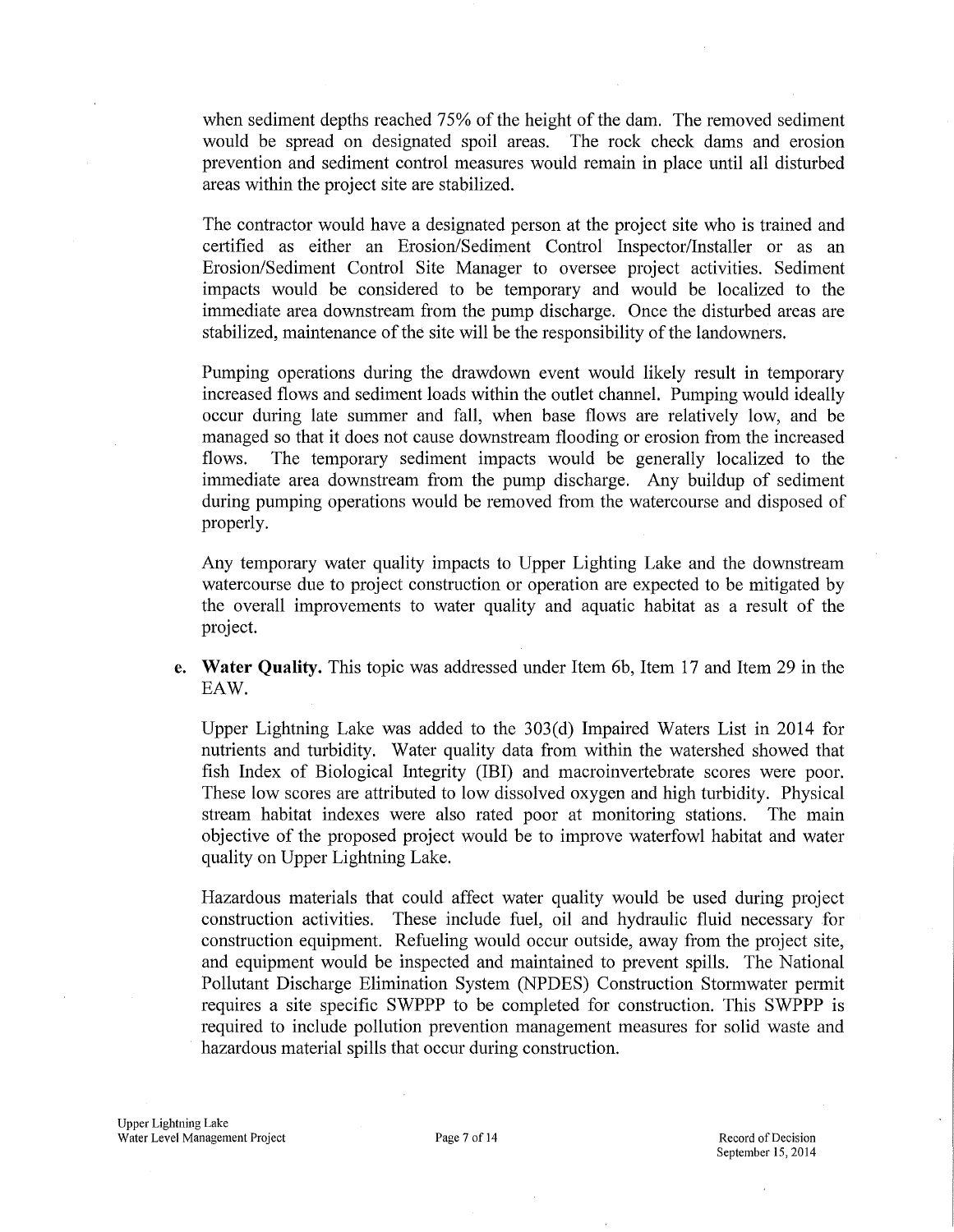when sediment depths reached 75% of the height of the dam. The removed sediment would be spread on designated spoil areas. The rock check dams and erosion prevention and sediment control measures would remain in place until all disturbed areas within the project site are stabilized.

The contractor would have a designated person at the project site who is trained and certified as either an Erosion/Sediment Control Inspector/Installer or as an Erosion/Sediment Control Site Manager to oversee project activities. Sediment impacts would be considered to be temporary and would be localized to the immediate area downstream from the pump discharge. Once the disturbed areas are stabilized, maintenance of the site will be the responsibility of the landowners.

Pumping operations during the drawdown event would likely result in temporary increased flows and sediment loads within the outlet channel. Pumping would ideally occur during late summer and fall, when base flows are relatively low, and be managed so that it does not cause downstream flooding or erosion from the increased flows. The temporary sediment impacts would be generally localized to the immediate area downstream from the pump discharge. Any buildup of sediment during pumping operations would be removed from the watercourse and disposed of properly.

Any temporary water quality impacts to Upper Lighting Lake and the downstream watercourse due to project construction or operation are expected to be mitigated by the overall improvements to water quality and aquatic habitat as a result of the project.

e. **Water Quality.** This topic was addressed under Item 6b, Item 17 and Item 29 in the EAW.

Upper Lightning Lake was added to the 303(d) Impaired Waters List in 2014 for nutrients and turbidity. Water quality data from within the watershed showed that fish Index of Biological Integrity (IBI) and macroinvertebrate scores were poor. These low scores are attributed to low dissolved oxygen and high turbidity. Physical stream habitat indexes were also rated poor at monitoring stations. The main objective of the proposed project would be to improve waterfowl habitat and water quality on Upper Lightning Lake.

Hazardous materials that could affect water quality would be used during project construction activities. These include fuel, oil and hydraulic fluid necessary for construction equipment. Refueling would occur outside, away from the project site, and equipment would be inspected and maintained to prevent spills. The National Pollutant Discharge Elimination System (NPDES) Construction Stormwater permit requires a site specific SWPPP to be completed for construction. This SWPPP is required to include pollution prevention management measures for solid waste and hazardous material spills that occur during construction.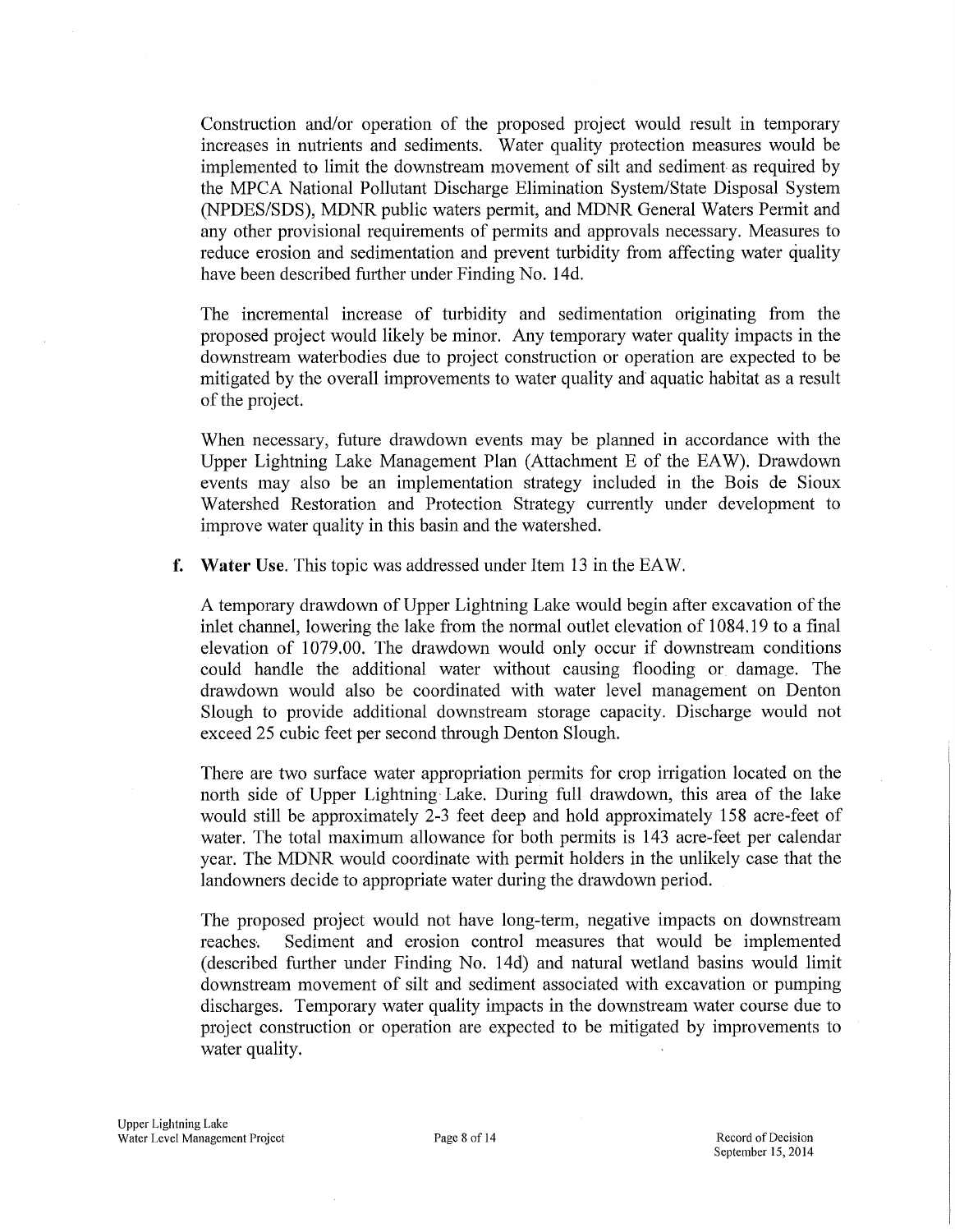Construction and/or operation of the proposed project would result in temporary increases in nutrients and sediments. Water quality protection measures would be implemented to limit the downstream movement of silt and sediment as required by the MPCA National Pollutant Discharge Elimination System/State Disposal System (NPDES/SDS), MDNR public waters permit, and MDNR General Waters Permit and any other provisional requirements of permits and approvals necessary. Measures to reduce erosion and sedimentation and prevent turbidity from affecting water quality have been described further under Finding No. 14d.

The incremental increase of turbidity and sedimentation originating from the proposed project would likely be minor. Any temporary water quality impacts in the downstream waterbodies due to project construction or operation are expected to be mitigated by the overall improvements to water quality and aquatic habitat as a result of the project.

When necessary, future drawdown events may be planned in accordance with the Upper Lightning Lake Management Plan (Attachment E of the EAW). Drawdown events may also be an implementation strategy included in the Bois de Sioux Watershed Restoration and Protection Strategy currently under development to improve water quality in this basin and the watershed.

**f. Water Use.** This topic was addressed under Item 13 in the EAW.

A temporary drawdown of Upper Lightning Lake would begin after excavation of the inlet channel, lowering the lake from the normal outlet elevation of 1084.19 to a final elevation of 1079.00. The drawdown would only occur if downstream conditions could handle the additional water without causing flooding or damage. The drawdown would also be coordinated with water level management on Denton Slough to provide additional downstream storage capacity. Discharge would not exceed 25 cubic feet per second through Denton Slough.

There are two surface water appropriation permits for crop irrigation located on the north side of Upper Lightning Lake. During full drawdown, this area of the lake would still be approximately 2-3 feet deep and hold approximately 158 acre-feet of water. The total maximum allowance for both permits is 143 acre-feet per calendar year. The MDNR would coordinate with permit holders in the unlikely case that the landowners decide to appropriate water during the drawdown period.

The proposed project would not have long-term, negative impacts on downstream reaches. Sediment and erosion control measures that would be implemented (described further under Finding No. 14d) and natural wetland basins would limit downstream movement of silt and sediment associated with excavation or pumping discharges. Temporary water quality impacts in the downstream water course due to project construction or operation are expected to be mitigated by improvements to water quality.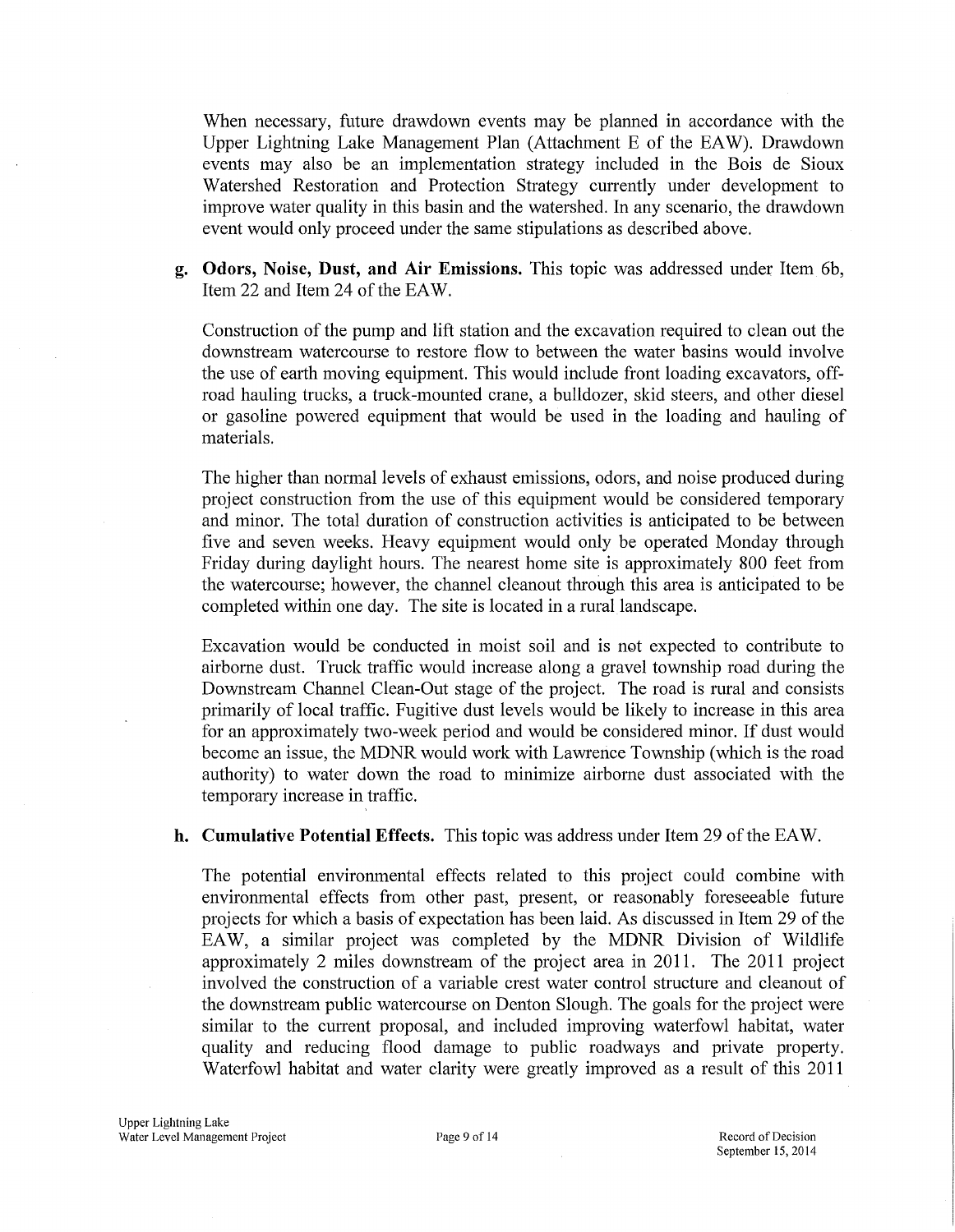When necessary, future drawdown events may be planned in accordance with the Upper Lightning Lake Management Plan (Attachment E of the EAW). Drawdown events may also be an implementation strategy included in the Bois de Sioux Watershed Restoration and Protection Strategy currently under development to improve water quality in this basin and the watershed. In any scenario, the drawdown event would only proceed under the same stipulations as described above.

**g. Odors, Noise, Dust, and Air Emissions.** This topic was addressed under Item 6b, Item 22 and Item 24 of the EAW.

Construction of the pump and lift station and the excavation required to clean out the downstream watercourse to restore flow to between the water basins would involve the use of earth moving equipment. This would include front loading excavators, off-road hauling trucks, a truck-mounted crane, a bulldozer, skid steers, and other diesel or gasoline powered equipment that would be used in the loading and hauling of materials.

The higher than normal levels of exhaust emissions, odors, and noise produced during project construction from the use of this equipment would be considered temporary and minor. The total duration of construction activities is anticipated to be between five and seven weeks. Heavy equipment would only be operated Monday through Friday during daylight hours. The nearest home site is approximately 800 feet from the watercourse; however, the channel cleanout through this area is anticipated to be completed within one day. The site is located in a rural landscape.

Excavation would be conducted in moist soil and is not expected to contribute to airborne dust. Truck traffic would increase along a gravel township road during the Downstream Channel Clean-Out stage of the project. The road is rural and consists primarily of local traffic. Fugitive dust levels would be likely to increase in this area for an approximately two-week period and would be considered minor. If dust would become an issue, the MDNR would work with Lawrence Township (which is the road authority) to water down the road to minimize airborne dust associated with the temporary increase in traffic.

**h. Cumulative Potential Effects.** This topic was address under Item 29 of the EAW.

The potential environmental effects related to this project could combine with environmental effects from other past, present, or reasonably foreseeable future projects for which a basis of expectation has been laid. As discussed in Item 29 of the EAW, a similar project was completed by the MDNR Division of Wildlife approximately 2 miles downstream of the project area in 2011. The 2011 project involved the construction of a variable crest water control structure and cleanout of the downstream public watercourse on Denton Slough. The goals for the project were similar to the current proposal, and included improving waterfowl habitat, water quality and reducing flood damage to public roadways and private property. Waterfowl habitat and water clarity were greatly improved as a result of this 2011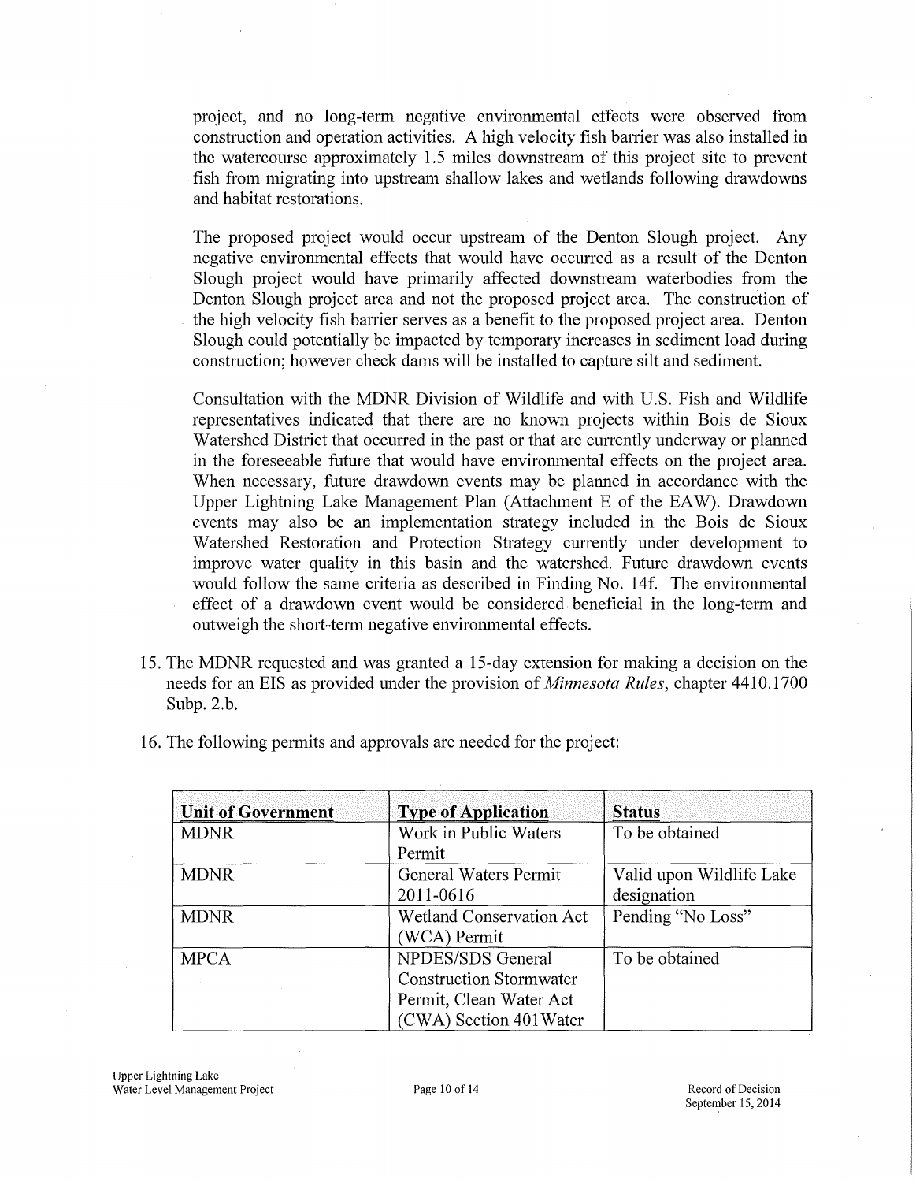project, and no long-term negative environmental effects were observed from construction and operation activities. A high velocity fish barrier was also installed in the watercourse approximately 1.5 miles downstream of this project site to prevent fish from migrating into upstream shallow lakes and wetlands following drawdowns and habitat restorations.

The proposed project would occur upstream of the Denton Slough project. Any negative environmental effects that would have occurred as a result of the Denton Slough project would have primarily affected downstream waterbodies from the Denton Slough project area and not the proposed project area. The construction of the high velocity fish barrier serves as a benefit to the proposed project area. Denton Slough could potentially be impacted by temporary increases in sediment load during construction; however check dams will be installed to capture silt and sediment.

Consultation with the MDNR Division of Wildlife and with U.S. Fish and Wildlife representatives indicated that there are no known projects within Bois de Sioux Watershed District that occurred in the past or that are currently underway or planned in the foreseeable future that would have environmental effects on the project area. When necessary, future drawdown events may be planned in accordance with the Upper Lightning Lake Management Plan (Attachment E of the EAW). Drawdown events may also be an implementation strategy included in the Bois de Sioux Watershed Restoration and Protection Strategy currently under development to improve water quality in this basin and the watershed. Future drawdown events would follow the same criteria as described in Finding No. 14f. The environmental effect of a drawdown event would be considered beneficial in the long-term and outweigh the short-term negative environmental effects.

15. The MDNR requested and was granted a 15-day extension for making a decision on the needs for an EIS as provided under the provision of *Minnesota Rules*, chapter 4410.1700 Subp. 2.b.

16. The following permits and approvals are needed for the project:

| Unit of Government | Type of Application | Status |
|---|---|---|
| MDNR | Work in Public Waters Permit | To be obtained |
| MDNR | General Waters Permit 2011-0616 | Valid upon Wildlife Lake designation |
| MDNR | Wetland Conservation Act (WCA) Permit | Pending "No Loss" |
| MPCA | NPDES/SDS General Construction Stormwater Permit, Clean Water Act (CWA) Section 401Water | To be obtained |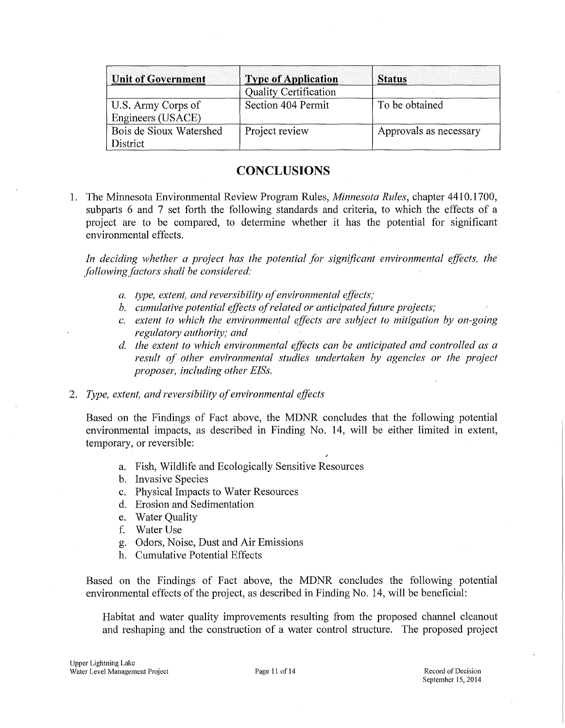| Unit of Government | Type of Application | Status |
|---|---|---|
| | Quality Certification | |
| U.S. Army Corps of Engineers (USACE) | Section 404 Permit | To be obtained |
| Bois de Sioux Watershed District | Project review | Approvals as necessary |

## CONCLUSIONS

1. The Minnesota Environmental Review Program Rules, *Minnesota Rules*, chapter 4410.1700, subparts 6 and 7 set forth the following standards and criteria, to which the effects of a project are to be compared, to determine whether it has the potential for significant environmental effects.

   *In deciding whether a project has the potential for significant environmental effects, the following factors shall be considered:*

   *a. type, extent, and reversibility of environmental effects;*
   *b. cumulative potential effects of related or anticipated future projects;*
   *c. extent to which the environmental effects are subject to mitigation by on-going regulatory authority; and*
   *d. the extent to which environmental effects can be anticipated and controlled as a result of other environmental studies undertaken by agencies or the project proposer, including other EISs.*

2. *Type, extent, and reversibility of environmental effects*

   Based on the Findings of Fact above, the MDNR concludes that the following potential environmental impacts, as described in Finding No. 14, will be either limited in extent, temporary, or reversible:

   a. Fish, Wildlife and Ecologically Sensitive Resources
   b. Invasive Species
   c. Physical Impacts to Water Resources
   d. Erosion and Sedimentation
   e. Water Quality
   f. Water Use
   g. Odors, Noise, Dust and Air Emissions
   h. Cumulative Potential Effects

   Based on the Findings of Fact above, the MDNR concludes the following potential environmental effects of the project, as described in Finding No. 14, will be beneficial:

   Habitat and water quality improvements resulting from the proposed channel cleanout and reshaping and the construction of a water control structure. The proposed project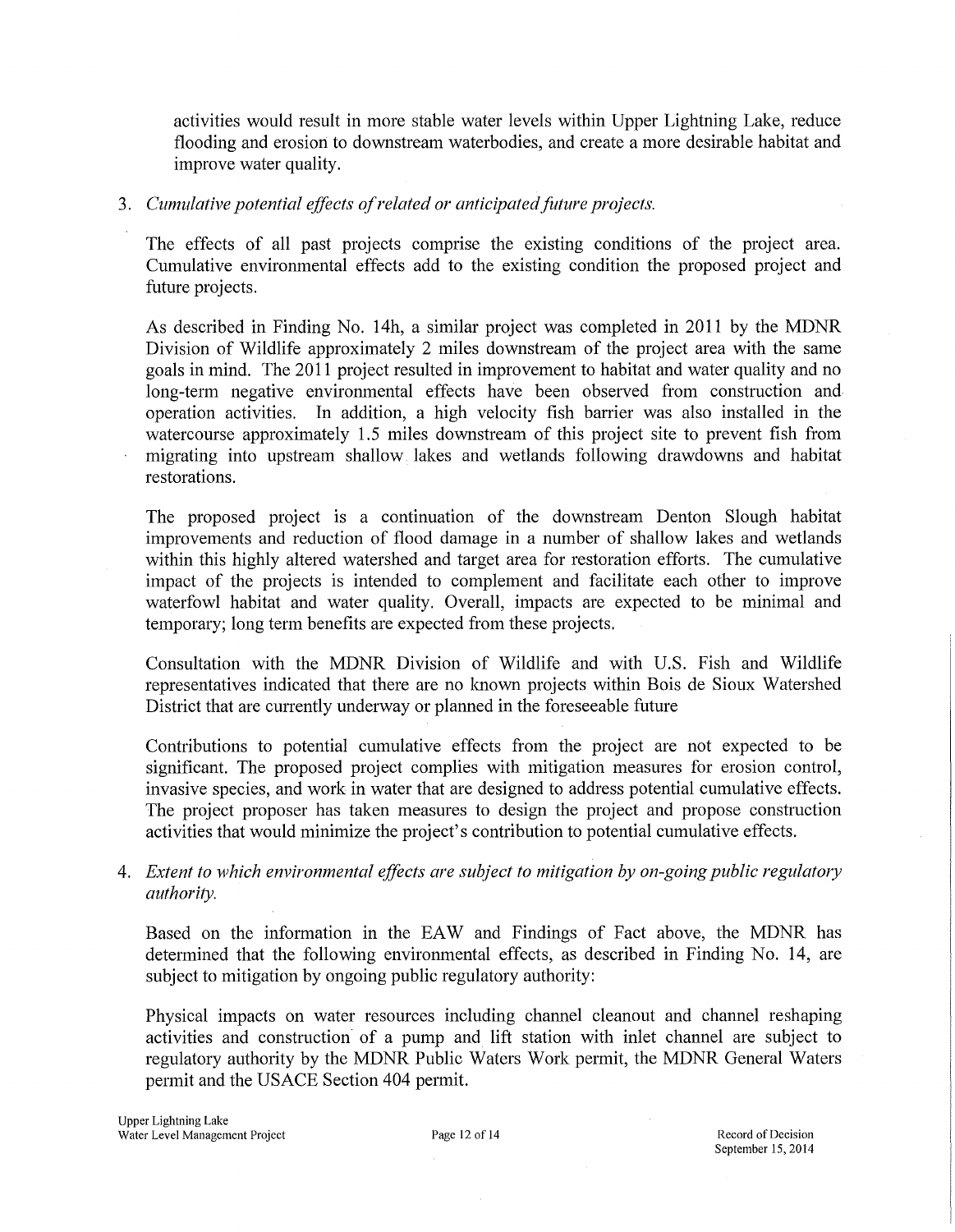activities would result in more stable water levels within Upper Lightning Lake, reduce flooding and erosion to downstream waterbodies, and create a more desirable habitat and improve water quality.

3. *Cumulative potential effects of related or anticipated future projects.*

   The effects of all past projects comprise the existing conditions of the project area. Cumulative environmental effects add to the existing condition the proposed project and future projects.

   As described in Finding No. 14h, a similar project was completed in 2011 by the MDNR Division of Wildlife approximately 2 miles downstream of the project area with the same goals in mind. The 2011 project resulted in improvement to habitat and water quality and no long-term negative environmental effects have been observed from construction and operation activities. In addition, a high velocity fish barrier was also installed in the watercourse approximately 1.5 miles downstream of this project site to prevent fish from migrating into upstream shallow lakes and wetlands following drawdowns and habitat restorations.

   The proposed project is a continuation of the downstream Denton Slough habitat improvements and reduction of flood damage in a number of shallow lakes and wetlands within this highly altered watershed and target area for restoration efforts. The cumulative impact of the projects is intended to complement and facilitate each other to improve waterfowl habitat and water quality. Overall, impacts are expected to be minimal and temporary; long term benefits are expected from these projects.

   Consultation with the MDNR Division of Wildlife and with U.S. Fish and Wildlife representatives indicated that there are no known projects within Bois de Sioux Watershed District that are currently underway or planned in the foreseeable future

   Contributions to potential cumulative effects from the project are not expected to be significant. The proposed project complies with mitigation measures for erosion control, invasive species, and work in water that are designed to address potential cumulative effects. The project proposer has taken measures to design the project and propose construction activities that would minimize the project's contribution to potential cumulative effects.

4. *Extent to which environmental effects are subject to mitigation by on-going public regulatory authority.*

   Based on the information in the EAW and Findings of Fact above, the MDNR has determined that the following environmental effects, as described in Finding No. 14, are subject to mitigation by ongoing public regulatory authority:

   Physical impacts on water resources including channel cleanout and channel reshaping activities and construction of a pump and lift station with inlet channel are subject to regulatory authority by the MDNR Public Waters Work permit, the MDNR General Waters permit and the USACE Section 404 permit.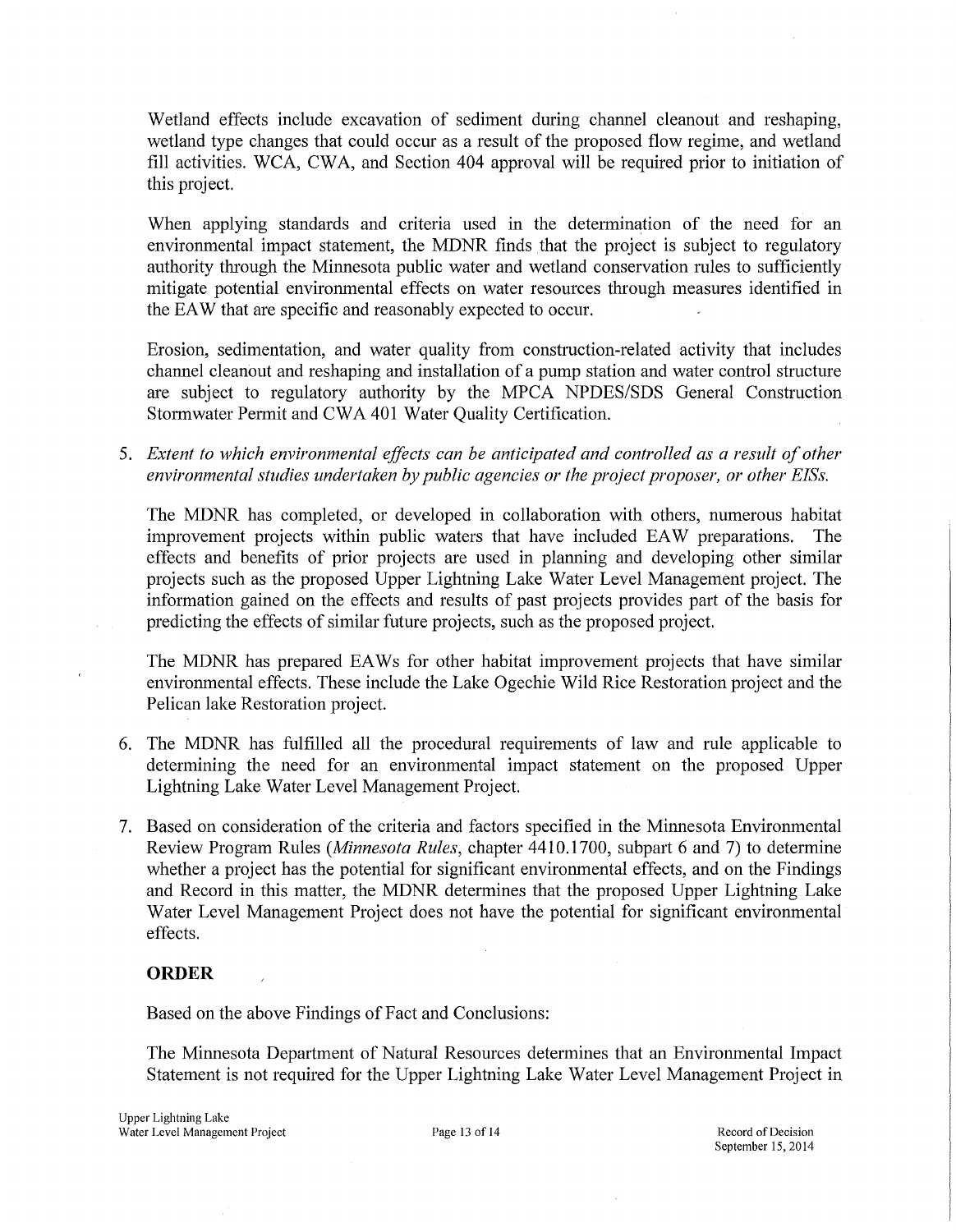Wetland effects include excavation of sediment during channel cleanout and reshaping, wetland type changes that could occur as a result of the proposed flow regime, and wetland fill activities. WCA, CWA, and Section 404 approval will be required prior to initiation of this project.

When applying standards and criteria used in the determination of the need for an environmental impact statement, the MDNR finds that the project is subject to regulatory authority through the Minnesota public water and wetland conservation rules to sufficiently mitigate potential environmental effects on water resources through measures identified in the EAW that are specific and reasonably expected to occur.

Erosion, sedimentation, and water quality from construction-related activity that includes channel cleanout and reshaping and installation of a pump station and water control structure are subject to regulatory authority by the MPCA NPDES/SDS General Construction Stormwater Permit and CWA 401 Water Quality Certification.

5. *Extent to which environmental effects can be anticipated and controlled as a result of other environmental studies undertaken by public agencies or the project proposer, or other EISs.*

   The MDNR has completed, or developed in collaboration with others, numerous habitat improvement projects within public waters that have included EAW preparations. The effects and benefits of prior projects are used in planning and developing other similar projects such as the proposed Upper Lightning Lake Water Level Management project. The information gained on the effects and results of past projects provides part of the basis for predicting the effects of similar future projects, such as the proposed project.

   The MDNR has prepared EAWs for other habitat improvement projects that have similar environmental effects. These include the Lake Ogechie Wild Rice Restoration project and the Pelican lake Restoration project.

6. The MDNR has fulfilled all the procedural requirements of law and rule applicable to determining the need for an environmental impact statement on the proposed Upper Lightning Lake Water Level Management Project.

7. Based on consideration of the criteria and factors specified in the Minnesota Environmental Review Program Rules (*Minnesota Rules*, chapter 4410.1700, subpart 6 and 7) to determine whether a project has the potential for significant environmental effects, and on the Findings and Record in this matter, the MDNR determines that the proposed Upper Lightning Lake Water Level Management Project does not have the potential for significant environmental effects.

## ORDER

Based on the above Findings of Fact and Conclusions:

The Minnesota Department of Natural Resources determines that an Environmental Impact Statement is not required for the Upper Lightning Lake Water Level Management Project in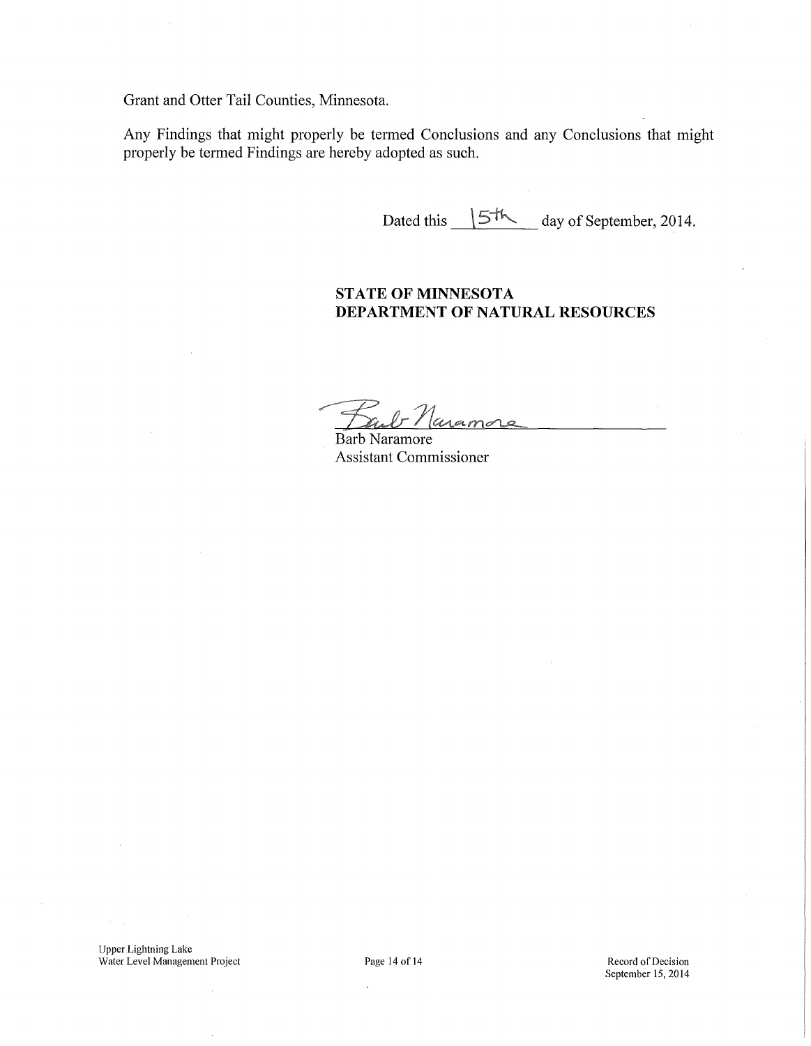Grant and Otter Tail Counties, Minnesota.

Any Findings that might properly be termed Conclusions and any Conclusions that might properly be termed Findings are hereby adopted as such.

Dated this 15th day of September, 2014.

**STATE OF MINNESOTA**
**DEPARTMENT OF NATURAL RESOURCES**

Barb Naramore
Assistant Commissioner